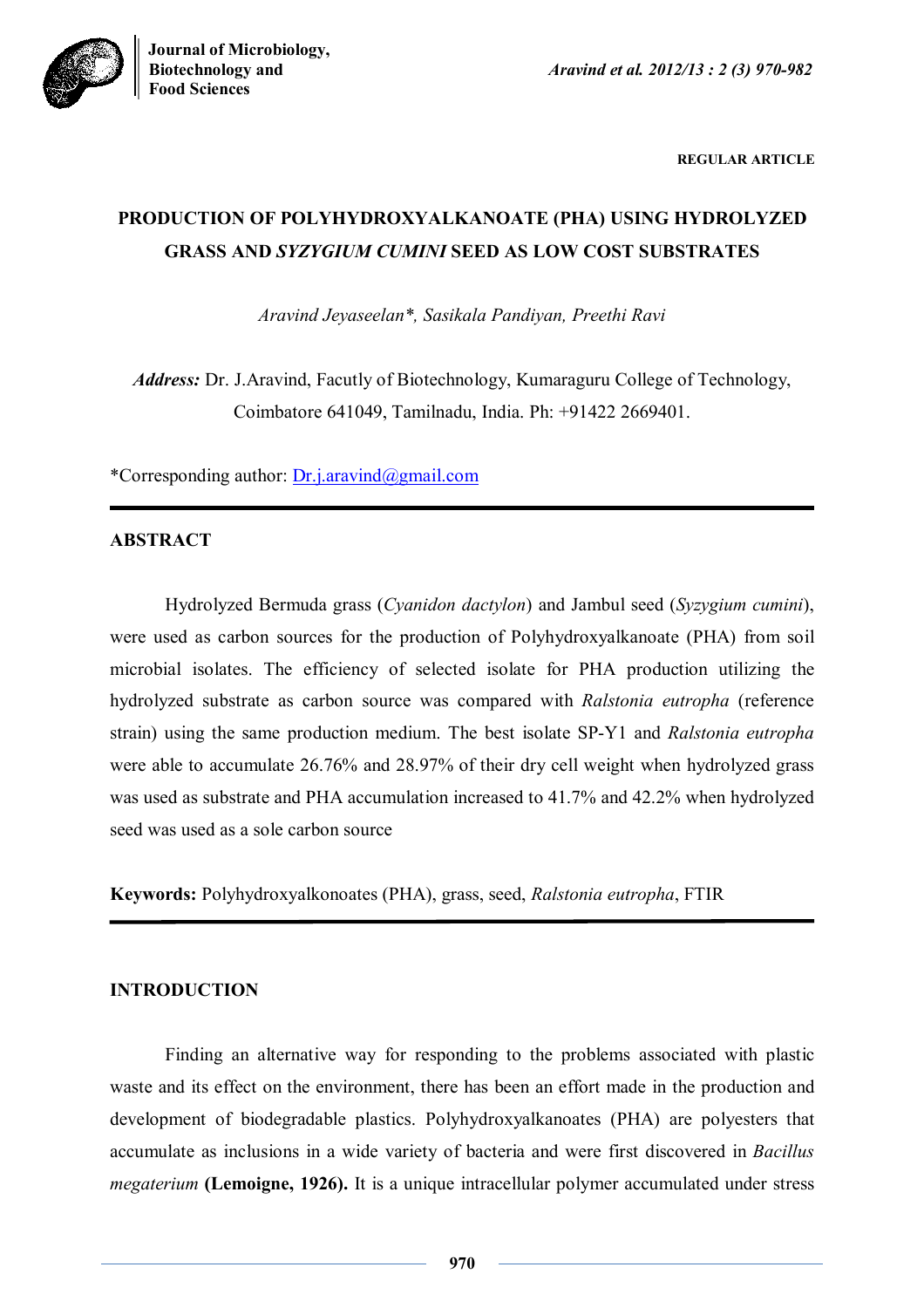REGULAR ARTICLE

# PRODUCTION OF POLYHYDROXYALKANOATE (PHA) USING HYDROLYZED GRASS AND *SYZYGIUM CUMINI* SEED AS LOW COST SUBSTRATES

*Aravind Jeyaseelan\*, Sasikala Pandiyan, Preethi Ravi*

***Address:*** Dr. J.Aravind, Facutly of Biotechnology, Kumaraguru College of Technology, Coimbatore 641049, Tamilnadu, India. Ph: +91422 2669401.

\*Corresponding author: Dr.j.aravind@gmail.com

## ABSTRACT

Hydrolyzed Bermuda grass (*Cyanidon dactylon*) and Jambul seed (*Syzygium cumini*), were used as carbon sources for the production of Polyhydroxyalkanoate (PHA) from soil microbial isolates. The efficiency of selected isolate for PHA production utilizing the hydrolyzed substrate as carbon source was compared with *Ralstonia eutropha* (reference strain) using the same production medium. The best isolate SP-Y1 and *Ralstonia eutropha* were able to accumulate 26.76% and 28.97% of their dry cell weight when hydrolyzed grass was used as substrate and PHA accumulation increased to 41.7% and 42.2% when hydrolyzed seed was used as a sole carbon source

**Keywords:** Polyhydroxyalkonoates (PHA), grass, seed, *Ralstonia eutropha*, FTIR

## INTRODUCTION

Finding an alternative way for responding to the problems associated with plastic waste and its effect on the environment, there has been an effort made in the production and development of biodegradable plastics. Polyhydroxyalkanoates (PHA) are polyesters that accumulate as inclusions in a wide variety of bacteria and were first discovered in *Bacillus megaterium* **(Lemoigne, 1926).** It is a unique intracellular polymer accumulated under stress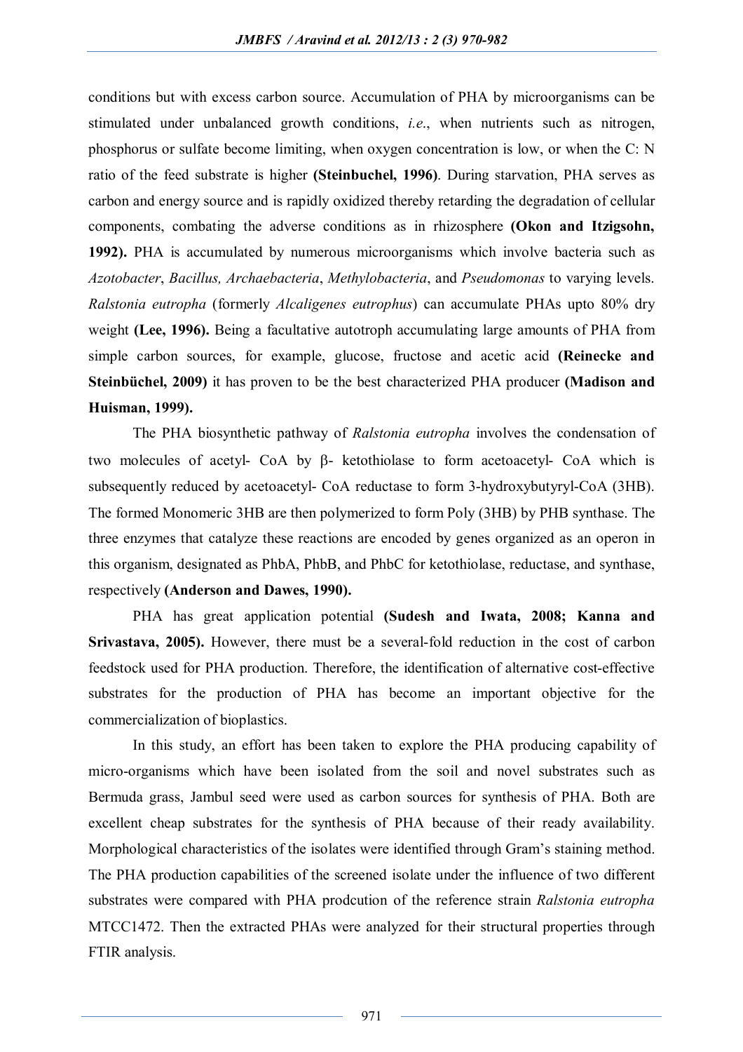conditions but with excess carbon source. Accumulation of PHA by microorganisms can be stimulated under unbalanced growth conditions, *i.e.*, when nutrients such as nitrogen, phosphorus or sulfate become limiting, when oxygen concentration is low, or when the C: N ratio of the feed substrate is higher **(Steinbuchel, 1996)**. During starvation, PHA serves as carbon and energy source and is rapidly oxidized thereby retarding the degradation of cellular components, combating the adverse conditions as in rhizosphere **(Okon and Itzigsohn, 1992).** PHA is accumulated by numerous microorganisms which involve bacteria such as *Azotobacter*, *Bacillus, Archaebacteria*, *Methylobacteria*, and *Pseudomonas* to varying levels. *Ralstonia eutropha* (formerly *Alcaligenes eutrophus*) can accumulate PHAs upto 80% dry weight **(Lee, 1996).** Being a facultative autotroph accumulating large amounts of PHA from simple carbon sources, for example, glucose, fructose and acetic acid **(Reinecke and Steinbüchel, 2009)** it has proven to be the best characterized PHA producer **(Madison and Huisman, 1999).**

The PHA biosynthetic pathway of *Ralstonia eutropha* involves the condensation of two molecules of acetyl- CoA by β- ketothiolase to form acetoacetyl- CoA which is subsequently reduced by acetoacetyl- CoA reductase to form 3-hydroxybutyryl-CoA (3HB). The formed Monomeric 3HB are then polymerized to form Poly (3HB) by PHB synthase. The three enzymes that catalyze these reactions are encoded by genes organized as an operon in this organism, designated as PhbA, PhbB, and PhbC for ketothiolase, reductase, and synthase, respectively **(Anderson and Dawes, 1990).**

PHA has great application potential **(Sudesh and Iwata, 2008; Kanna and Srivastava, 2005).** However, there must be a several-fold reduction in the cost of carbon feedstock used for PHA production. Therefore, the identification of alternative cost-effective substrates for the production of PHA has become an important objective for the commercialization of bioplastics.

In this study, an effort has been taken to explore the PHA producing capability of micro-organisms which have been isolated from the soil and novel substrates such as Bermuda grass, Jambul seed were used as carbon sources for synthesis of PHA. Both are excellent cheap substrates for the synthesis of PHA because of their ready availability. Morphological characteristics of the isolates were identified through Gram's staining method. The PHA production capabilities of the screened isolate under the influence of two different substrates were compared with PHA prodcution of the reference strain *Ralstonia eutropha* MTCC1472. Then the extracted PHAs were analyzed for their structural properties through FTIR analysis.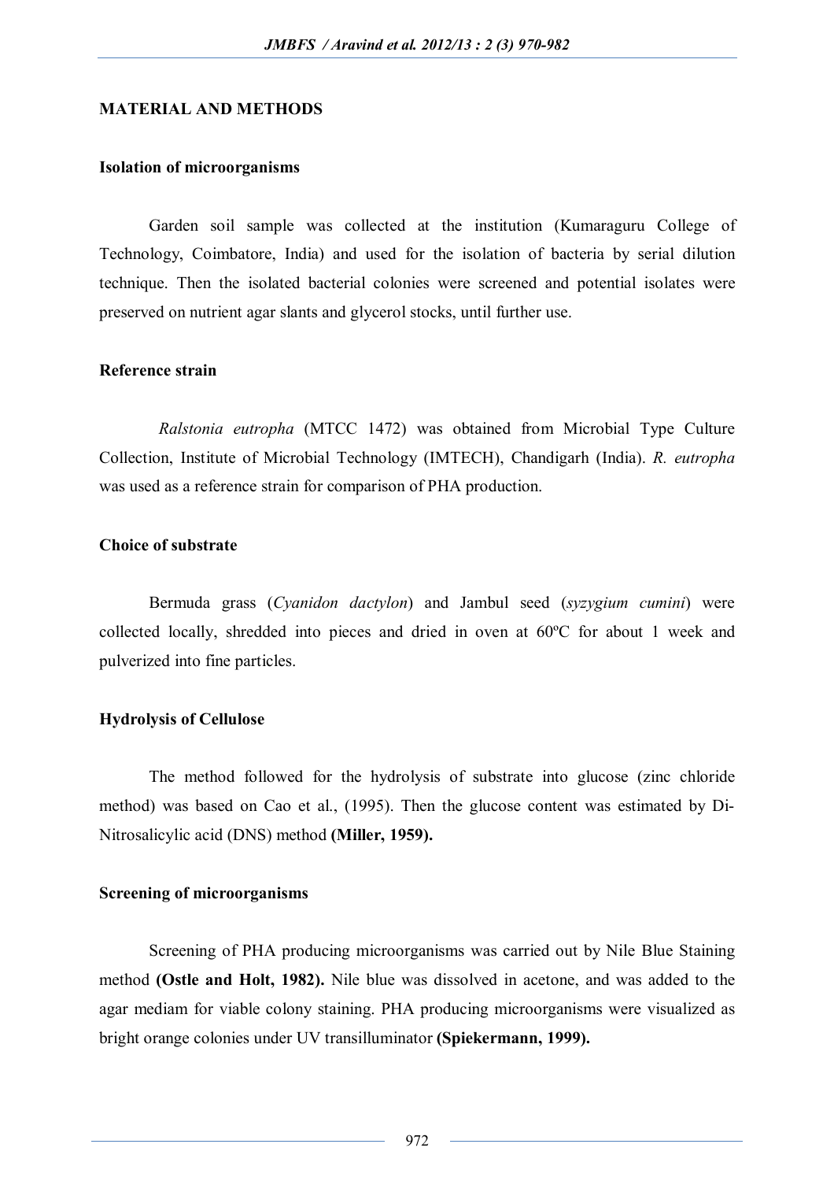## MATERIAL AND METHODS

### Isolation of microorganisms

Garden soil sample was collected at the institution (Kumaraguru College of Technology, Coimbatore, India) and used for the isolation of bacteria by serial dilution technique. Then the isolated bacterial colonies were screened and potential isolates were preserved on nutrient agar slants and glycerol stocks, until further use.

### Reference strain

*Ralstonia eutropha* (MTCC 1472) was obtained from Microbial Type Culture Collection, Institute of Microbial Technology (IMTECH), Chandigarh (India). *R. eutropha* was used as a reference strain for comparison of PHA production.

### Choice of substrate

Bermuda grass (*Cyanidon dactylon*) and Jambul seed (*syzygium cumini*) were collected locally, shredded into pieces and dried in oven at 60ºC for about 1 week and pulverized into fine particles.

### Hydrolysis of Cellulose

The method followed for the hydrolysis of substrate into glucose (zinc chloride method) was based on Cao et al., (1995). Then the glucose content was estimated by Di-Nitrosalicylic acid (DNS) method **(Miller, 1959).**

### Screening of microorganisms

Screening of PHA producing microorganisms was carried out by Nile Blue Staining method **(Ostle and Holt, 1982).** Nile blue was dissolved in acetone, and was added to the agar mediam for viable colony staining. PHA producing microorganisms were visualized as bright orange colonies under UV transilluminator **(Spiekermann, 1999).**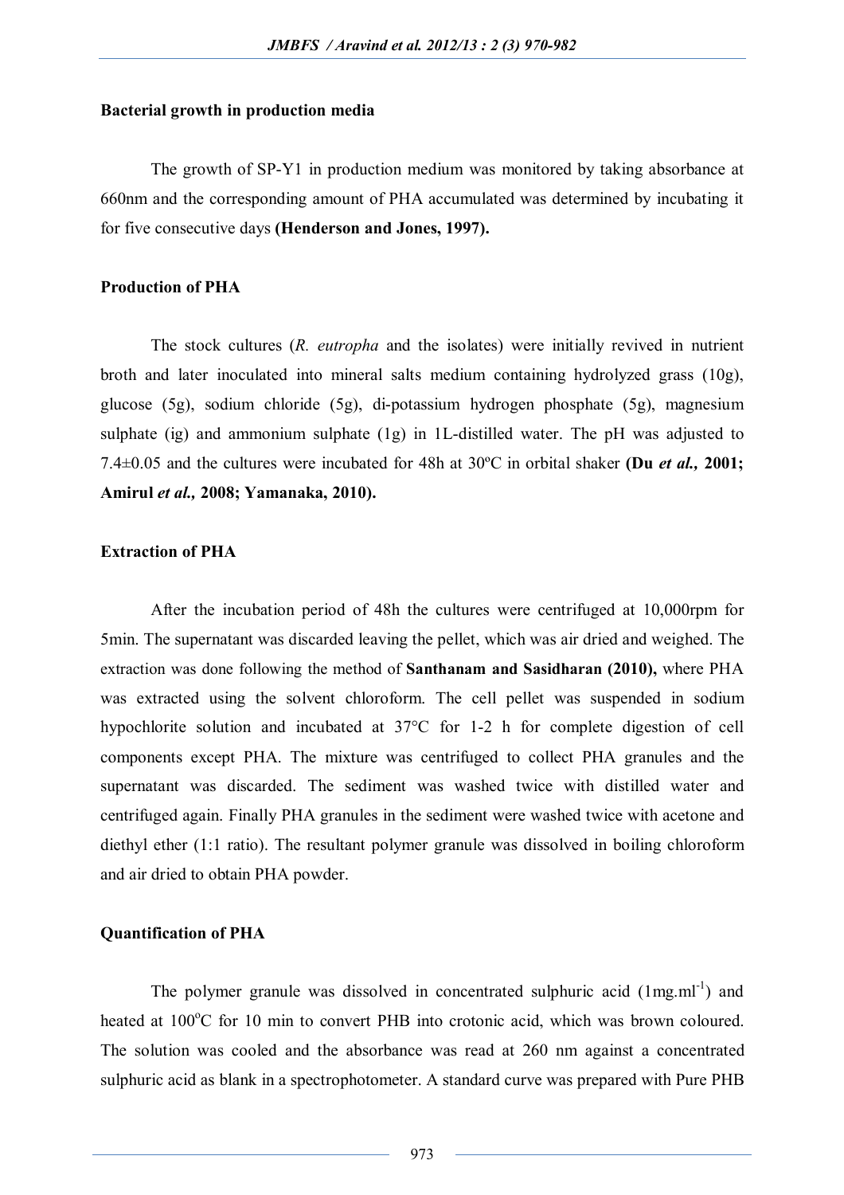**Bacterial growth in production media**

The growth of SP-Y1 in production medium was monitored by taking absorbance at 660nm and the corresponding amount of PHA accumulated was determined by incubating it for five consecutive days **(Henderson and Jones, 1997).**

**Production of PHA**

The stock cultures (*R. eutropha* and the isolates) were initially revived in nutrient broth and later inoculated into mineral salts medium containing hydrolyzed grass (10g), glucose (5g), sodium chloride (5g), di-potassium hydrogen phosphate (5g), magnesium sulphate (ig) and ammonium sulphate (1g) in 1L-distilled water. The pH was adjusted to 7.4±0.05 and the cultures were incubated for 48h at 30ºC in orbital shaker **(Du *et al.,* 2001; Amirul *et al.,* 2008; Yamanaka, 2010).**

**Extraction of PHA**

After the incubation period of 48h the cultures were centrifuged at 10,000rpm for 5min. The supernatant was discarded leaving the pellet, which was air dried and weighed. The extraction was done following the method of **Santhanam and Sasidharan (2010),** where PHA was extracted using the solvent chloroform. The cell pellet was suspended in sodium hypochlorite solution and incubated at 37°C for 1-2 h for complete digestion of cell components except PHA. The mixture was centrifuged to collect PHA granules and the supernatant was discarded. The sediment was washed twice with distilled water and centrifuged again. Finally PHA granules in the sediment were washed twice with acetone and diethyl ether (1:1 ratio). The resultant polymer granule was dissolved in boiling chloroform and air dried to obtain PHA powder.

**Quantification of PHA**

The polymer granule was dissolved in concentrated sulphuric acid ($1 mg.ml^{-1}$) and heated at 100°C for 10 min to convert PHB into crotonic acid, which was brown coloured. The solution was cooled and the absorbance was read at 260 nm against a concentrated sulphuric acid as blank in a spectrophotometer. A standard curve was prepared with Pure PHB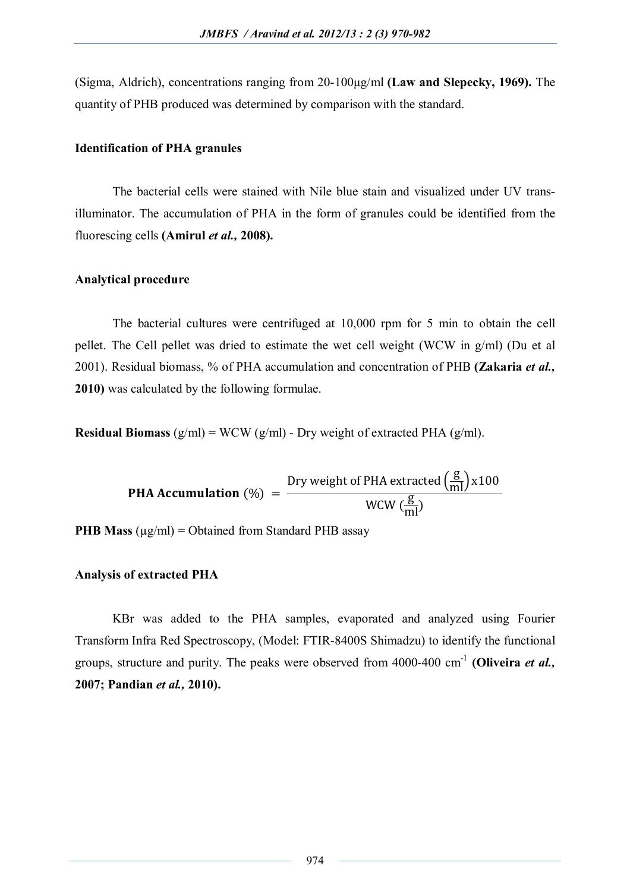(Sigma, Aldrich), concentrations ranging from 20-100μg/ml **(Law and Slepecky, 1969).** The quantity of PHB produced was determined by comparison with the standard.

### Identification of PHA granules

The bacterial cells were stained with Nile blue stain and visualized under UV trans-illuminator. The accumulation of PHA in the form of granules could be identified from the fluorescing cells **(Amirul *et al.*, 2008).**

### Analytical procedure

The bacterial cultures were centrifuged at 10,000 rpm for 5 min to obtain the cell pellet. The Cell pellet was dried to estimate the wet cell weight (WCW in g/ml) (Du et al 2001). Residual biomass, % of PHA accumulation and concentration of PHB **(Zakaria *et al.*, 2010)** was calculated by the following formulae.

**Residual Biomass** (g/ml) = WCW (g/ml) - Dry weight of extracted PHA (g/ml).

$$\textbf{PHA Accumulation}\ (\%) = \frac{\text{Dry weight of PHA extracted}\left(\frac{\text{g}}{\text{ml}}\right)\text{x}100}{\text{WCW}\ (\frac{\text{g}}{\text{ml}})}$$

**PHB Mass** (μg/ml) = Obtained from Standard PHB assay

### Analysis of extracted PHA

KBr was added to the PHA samples, evaporated and analyzed using Fourier Transform Infra Red Spectroscopy, (Model: FTIR-8400S Shimadzu) to identify the functional groups, structure and purity. The peaks were observed from 4000-400 $cm^{-1}$ **(Oliveira *et al.*, 2007; Pandian *et al.*, 2010).**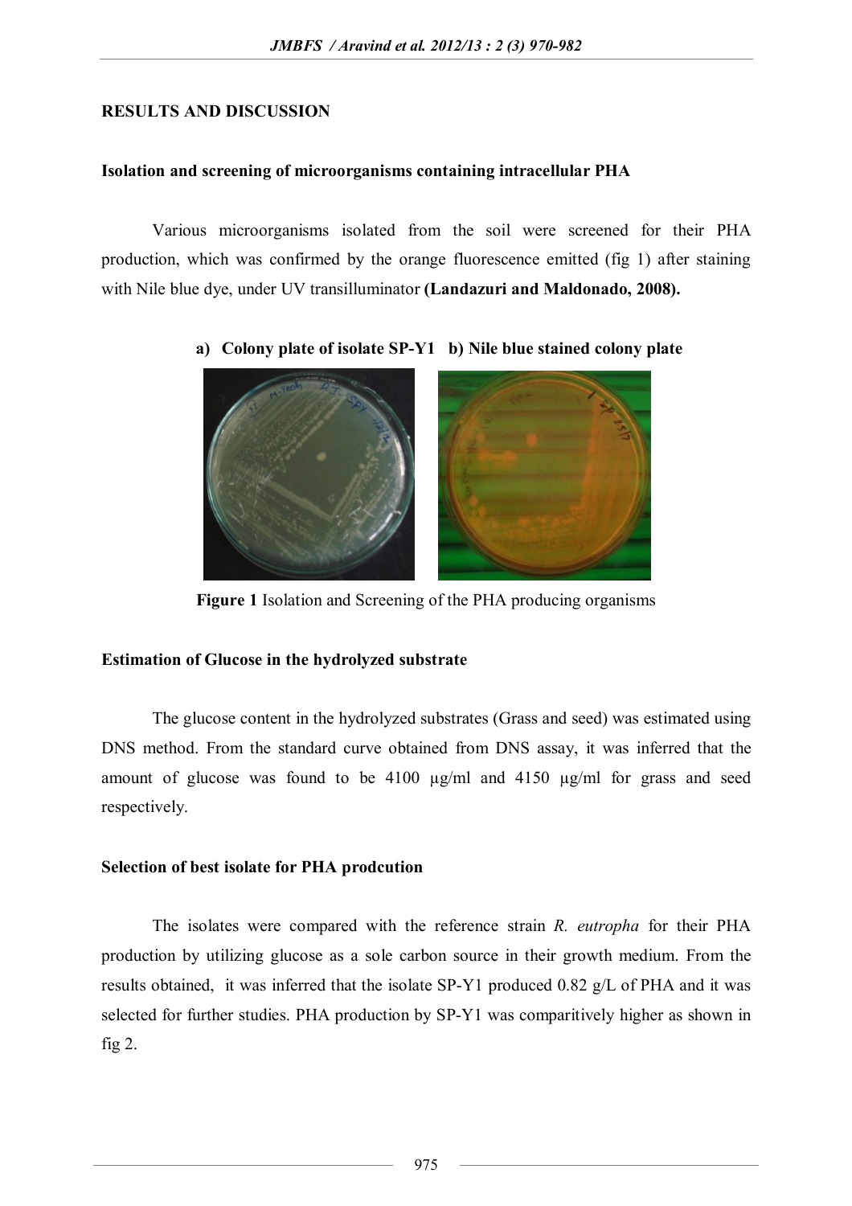## RESULTS AND DISCUSSION

### Isolation and screening of microorganisms containing intracellular PHA

Various microorganisms isolated from the soil were screened for their PHA production, which was confirmed by the orange fluorescence emitted (fig 1) after staining with Nile blue dye, under UV transilluminator **(Landazuri and Maldonado, 2008).**

**a) Colony plate of isolate SP-Y1 b) Nile blue stained colony plate**

**Figure 1** Isolation and Screening of the PHA producing organisms

### Estimation of Glucose in the hydrolyzed substrate

The glucose content in the hydrolyzed substrates (Grass and seed) was estimated using DNS method. From the standard curve obtained from DNS assay, it was inferred that the amount of glucose was found to be 4100 µg/ml and 4150 µg/ml for grass and seed respectively.

### Selection of best isolate for PHA prodcution

The isolates were compared with the reference strain *R. eutropha* for their PHA production by utilizing glucose as a sole carbon source in their growth medium. From the results obtained, it was inferred that the isolate SP-Y1 produced 0.82 g/L of PHA and it was selected for further studies. PHA production by SP-Y1 was comparitively higher as shown in fig 2.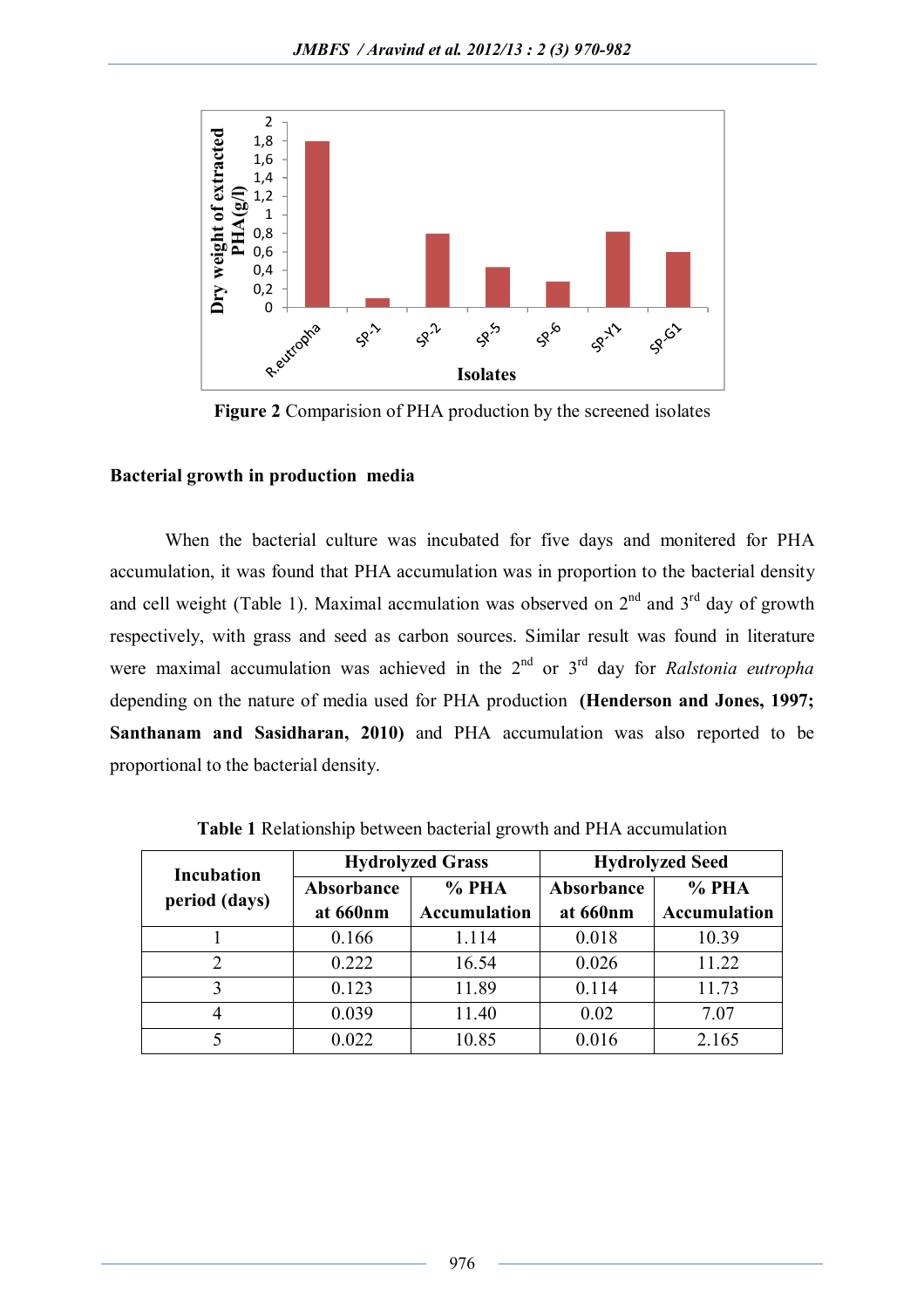Figure 2 Comparision of PHA production by the screened isolates

### Bacterial growth in production media

When the bacterial culture was incubated for five days and monitered for PHA accumulation, it was found that PHA accumulation was in proportion to the bacterial density and cell weight (Table 1). Maximal accmulation was observed on 2nd and 3rd day of growth respectively, with grass and seed as carbon sources. Similar result was found in literature were maximal accumulation was achieved in the 2nd or 3rd day for *Ralstonia eutropha* depending on the nature of media used for PHA production **(Henderson and Jones, 1997; Santhanam and Sasidharan, 2010)** and PHA accumulation was also reported to be proportional to the bacterial density.

**Table 1** Relationship between bacterial growth and PHA accumulation

| Incubation period (days) | Hydrolyzed Grass | | Hydrolyzed Seed | |
|---|---|---|---|---|
| | Absorbance at 660nm | % PHA Accumulation | Absorbance at 660nm | % PHA Accumulation |
| 1 | 0.166 | 1.114 | 0.018 | 10.39 |
| 2 | 0.222 | 16.54 | 0.026 | 11.22 |
| 3 | 0.123 | 11.89 | 0.114 | 11.73 |
| 4 | 0.039 | 11.40 | 0.02 | 7.07 |
| 5 | 0.022 | 10.85 | 0.016 | 2.165 |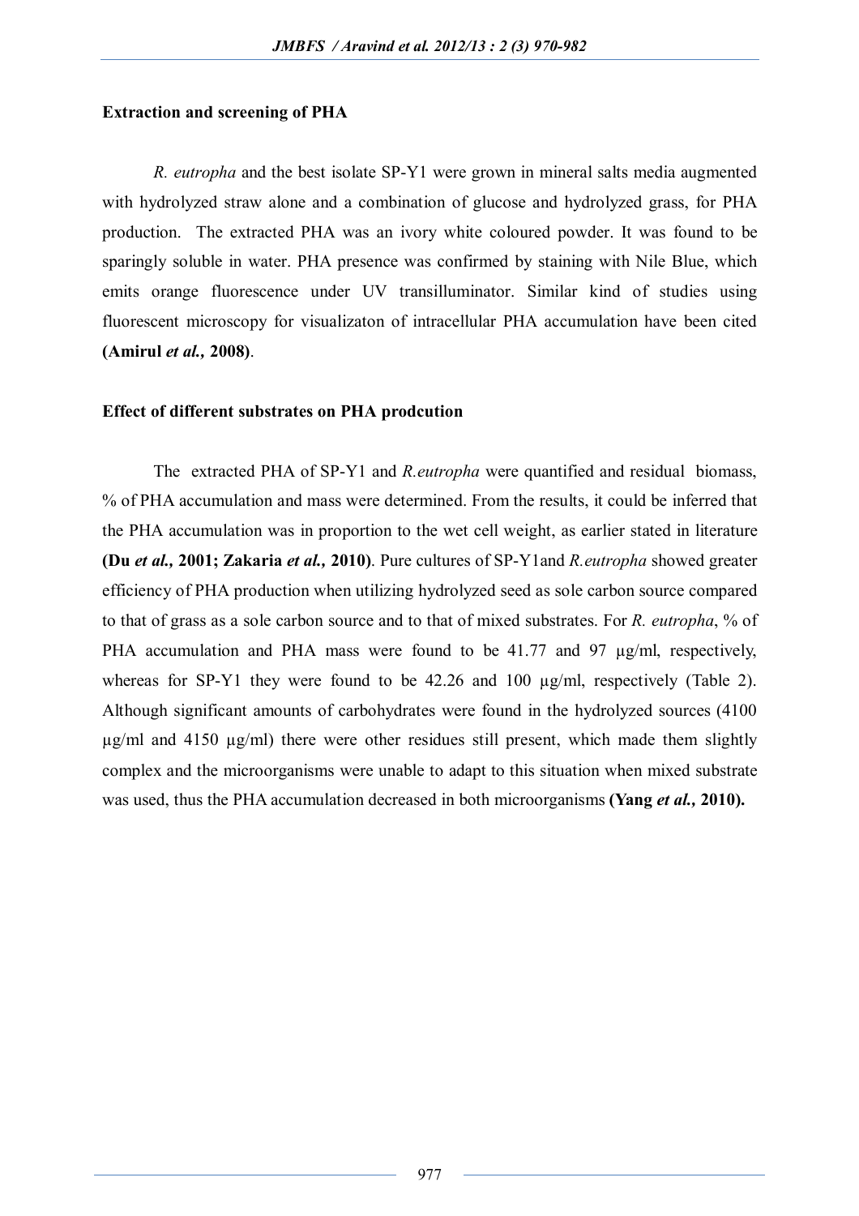**Extraction and screening of PHA**

*R. eutropha* and the best isolate SP-Y1 were grown in mineral salts media augmented with hydrolyzed straw alone and a combination of glucose and hydrolyzed grass, for PHA production. The extracted PHA was an ivory white coloured powder. It was found to be sparingly soluble in water. PHA presence was confirmed by staining with Nile Blue, which emits orange fluorescence under UV transilluminator. Similar kind of studies using fluorescent microscopy for visualizaton of intracellular PHA accumulation have been cited **(Amirul *et al.,* 2008)**.

**Effect of different substrates on PHA prodcution**

The extracted PHA of SP-Y1 and *R.eutropha* were quantified and residual biomass, % of PHA accumulation and mass were determined. From the results, it could be inferred that the PHA accumulation was in proportion to the wet cell weight, as earlier stated in literature **(Du *et al.,* 2001; Zakaria *et al.,* 2010)**. Pure cultures of SP-Y1and *R.eutropha* showed greater efficiency of PHA production when utilizing hydrolyzed seed as sole carbon source compared to that of grass as a sole carbon source and to that of mixed substrates. For *R. eutropha*, % of PHA accumulation and PHA mass were found to be 41.77 and 97 µg/ml, respectively, whereas for SP-Y1 they were found to be 42.26 and 100 µg/ml, respectively (Table 2). Although significant amounts of carbohydrates were found in the hydrolyzed sources (4100 µg/ml and 4150 µg/ml) there were other residues still present, which made them slightly complex and the microorganisms were unable to adapt to this situation when mixed substrate was used, thus the PHA accumulation decreased in both microorganisms **(Yang *et al.,* 2010).**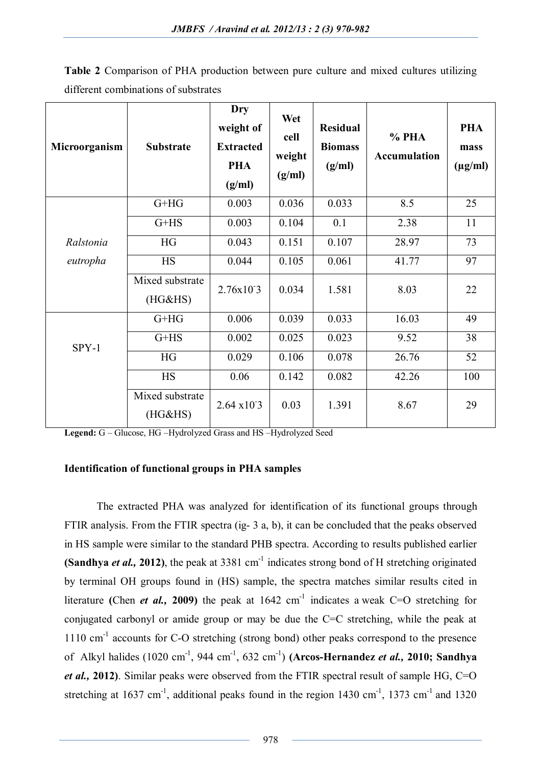**Table 2** Comparison of PHA production between pure culture and mixed cultures utilizing different combinations of substrates

| Microorganism | Substrate | Dry weight of Extracted PHA (g/ml) | Wet cell weight (g/ml) | Residual Biomass (g/ml) | % PHA Accumulation | PHA mass (µg/ml) |
|---|---|---|---|---|---|---|
| *Ralstonia eutropha* | G+HG | 0.003 | 0.036 | 0.033 | 8.5 | 25 |
| | G+HS | 0.003 | 0.104 | 0.1 | 2.38 | 11 |
| | HG | 0.043 | 0.151 | 0.107 | 28.97 | 73 |
| | HS | 0.044 | 0.105 | 0.061 | 41.77 | 97 |
| | Mixed substrate (HG&HS) | $2.76 \times 10^{-3}$ | 0.034 | 1.581 | 8.03 | 22 |
| SPY-1 | G+HG | 0.006 | 0.039 | 0.033 | 16.03 | 49 |
| | G+HS | 0.002 | 0.025 | 0.023 | 9.52 | 38 |
| | HG | 0.029 | 0.106 | 0.078 | 26.76 | 52 |
| | HS | 0.06 | 0.142 | 0.082 | 42.26 | 100 |
| | Mixed substrate (HG&HS) | $2.64 \times 10^{-3}$ | 0.03 | 1.391 | 8.67 | 29 |

**Legend:** G – Glucose, HG –Hydrolyzed Grass and HS –Hydrolyzed Seed

**Identification of functional groups in PHA samples**

The extracted PHA was analyzed for identification of its functional groups through FTIR analysis. From the FTIR spectra (ig- 3 a, b), it can be concluded that the peaks observed in HS sample were similar to the standard PHB spectra. According to results published earlier **(Sandhya *et al.,* 2012)**, the peak at 3381 $cm^{-1}$ indicates strong bond of H stretching originated by terminal OH groups found in (HS) sample, the spectra matches similar results cited in literature **(**Chen ***et al.,* 2009)** the peak at 1642 $cm^{-1}$ indicates a weak C=O stretching for conjugated carbonyl or amide group or may be due the C=C stretching, while the peak at 1110 $cm^{-1}$ accounts for C-O stretching (strong bond) other peaks correspond to the presence of Alkyl halides (1020 $cm^{-1}$, 944 $cm^{-1}$, 632 $cm^{-1}$) **(Arcos-Hernandez *et al.,* 2010; Sandhya *et al.,* 2012)**. Similar peaks were observed from the FTIR spectral result of sample HG, C=O stretching at 1637 $cm^{-1}$, additional peaks found in the region 1430 $cm^{-1}$, 1373 $cm^{-1}$ and 1320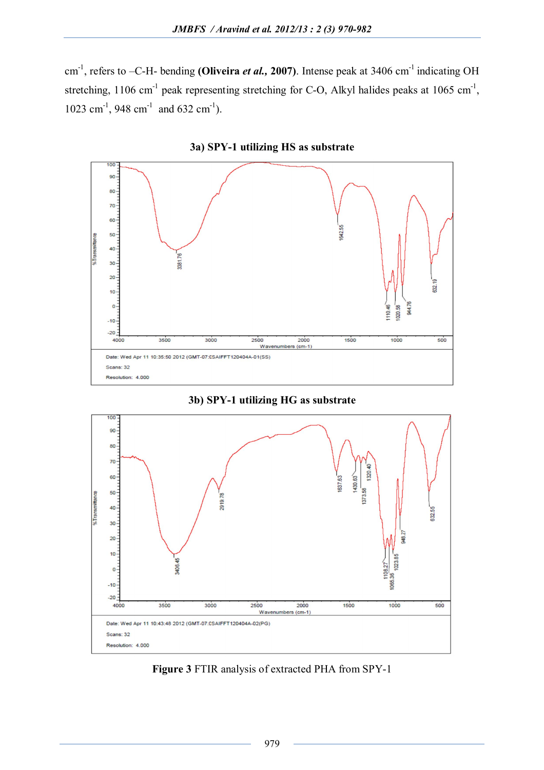$cm^{-1}$, refers to –C-H- bending **(Oliveira *et al.*, 2007)**. Intense peak at 3406 $cm^{-1}$ indicating OH stretching, 1106 $cm^{-1}$ peak representing stretching for C-O, Alkyl halides peaks at 1065 $cm^{-1}$, 1023 $cm^{-1}$, 948 $cm^{-1}$ and 632 $cm^{-1}$).

**3a) SPY-1 utilizing HS as substrate**

**3b) SPY-1 utilizing HG as substrate**

**Figure 3** FTIR analysis of extracted PHA from SPY-1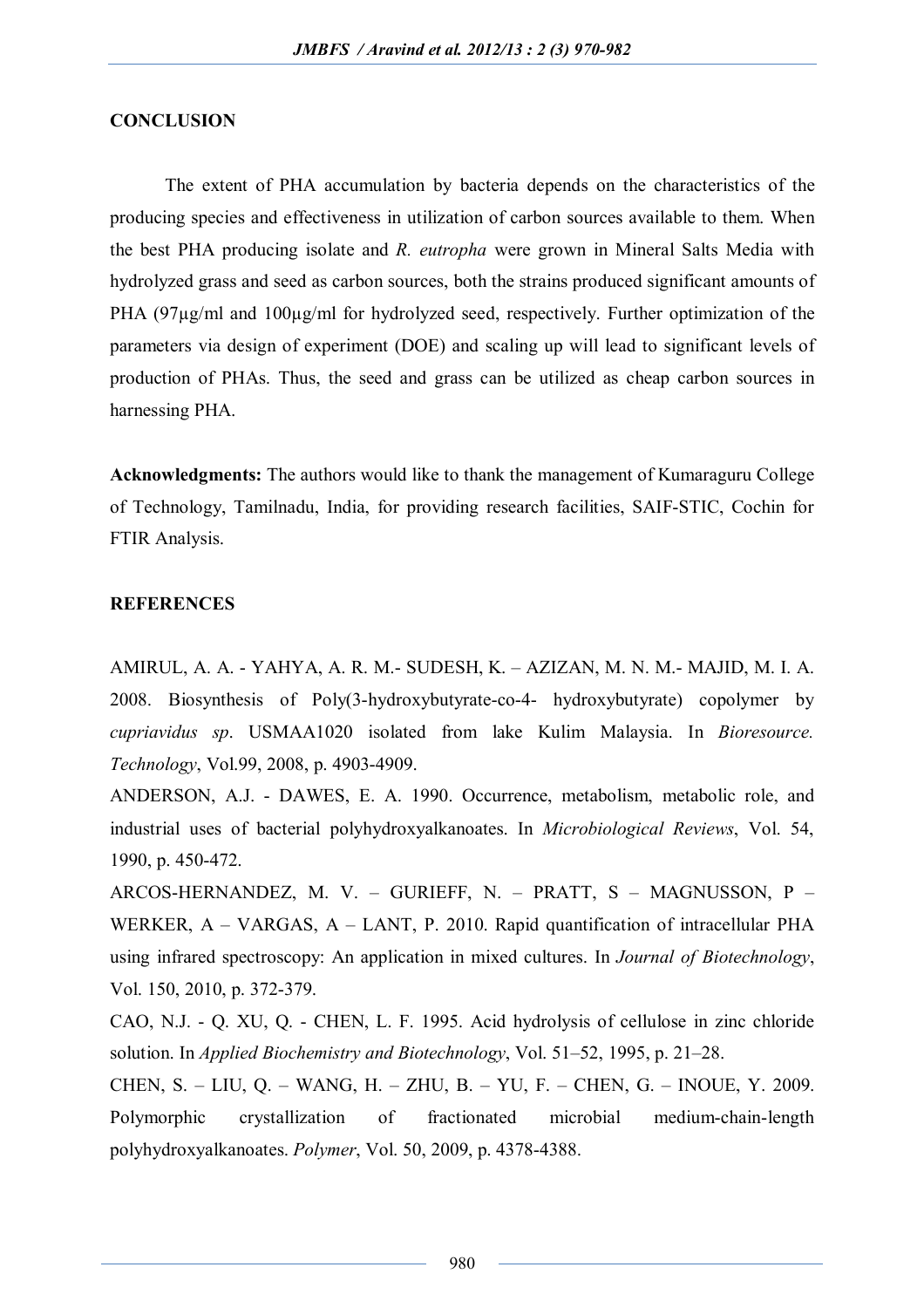## CONCLUSION

The extent of PHA accumulation by bacteria depends on the characteristics of the producing species and effectiveness in utilization of carbon sources available to them. When the best PHA producing isolate and *R. eutropha* were grown in Mineral Salts Media with hydrolyzed grass and seed as carbon sources, both the strains produced significant amounts of PHA (97µg/ml and 100µg/ml for hydrolyzed seed, respectively. Further optimization of the parameters via design of experiment (DOE) and scaling up will lead to significant levels of production of PHAs. Thus, the seed and grass can be utilized as cheap carbon sources in harnessing PHA.

**Acknowledgments:** The authors would like to thank the management of Kumaraguru College of Technology, Tamilnadu, India, for providing research facilities, SAIF-STIC, Cochin for FTIR Analysis.

## REFERENCES

AMIRUL, A. A. - YAHYA, A. R. M.- SUDESH, K. – AZIZAN, M. N. M.- MAJID, M. I. A. 2008. Biosynthesis of Poly(3-hydroxybutyrate-co-4- hydroxybutyrate) copolymer by *cupriavidus sp*. USMAA1020 isolated from lake Kulim Malaysia. In *Bioresource. Technology*, Vol.99, 2008, p. 4903-4909.

ANDERSON, A.J. - DAWES, E. A. 1990. Occurrence, metabolism, metabolic role, and industrial uses of bacterial polyhydroxyalkanoates. In *Microbiological Reviews*, Vol. 54, 1990, p. 450-472.

ARCOS-HERNANDEZ, M. V. – GURIEFF, N. – PRATT, S – MAGNUSSON, P – WERKER, A – VARGAS, A – LANT, P. 2010. Rapid quantification of intracellular PHA using infrared spectroscopy: An application in mixed cultures. In *Journal of Biotechnology*, Vol. 150, 2010, p. 372-379.

CAO, N.J. - Q. XU, Q. - CHEN, L. F. 1995. Acid hydrolysis of cellulose in zinc chloride solution. In *Applied Biochemistry and Biotechnology*, Vol. 51–52, 1995, p. 21–28.

CHEN, S. – LIU, Q. – WANG, H. – ZHU, B. – YU, F. – CHEN, G. – INOUE, Y. 2009. Polymorphic crystallization of fractionated microbial medium-chain-length polyhydroxyalkanoates. *Polymer*, Vol. 50, 2009, p. 4378-4388.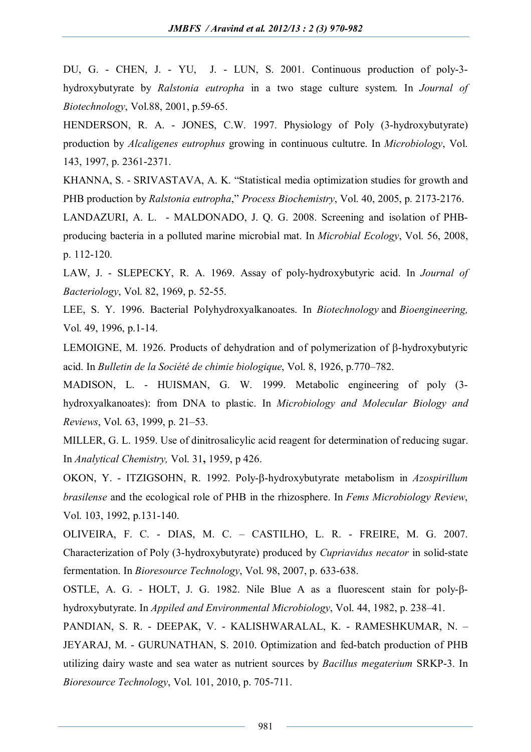DU, G. - CHEN, J. - YU, J. - LUN, S. 2001. Continuous production of poly-3-hydroxybutyrate by *Ralstonia eutropha* in a two stage culture system. In *Journal of Biotechnology*, Vol.88, 2001, p.59-65.

HENDERSON, R. A. - JONES, C.W. 1997. Physiology of Poly (3-hydroxybutyrate) production by *Alcaligenes eutrophus* growing in continuous cultutre. In *Microbiology*, Vol. 143, 1997, p. 2361-2371.

KHANNA, S. - SRIVASTAVA, A. K. "Statistical media optimization studies for growth and PHB production by *Ralstonia eutropha*," *Process Biochemistry*, Vol. 40, 2005, p. 2173-2176.

LANDAZURI, A. L. - MALDONADO, J. Q. G. 2008. Screening and isolation of PHB-producing bacteria in a polluted marine microbial mat. In *Microbial Ecology*, Vol. 56, 2008, p. 112-120.

LAW, J. - SLEPECKY, R. A. 1969. Assay of poly-hydroxybutyric acid. In *Journal of Bacteriology*, Vol. 82, 1969, p. 52-55.

LEE, S. Y. 1996. Bacterial Polyhydroxyalkanoates. In *Biotechnology* and *Bioengineering,* Vol. 49, 1996, p.1-14.

LEMOIGNE, M. 1926. Products of dehydration and of polymerization of β-hydroxybutyric acid. In *Bulletin de la Société de chimie biologique*, Vol. 8, 1926, p.770–782.

MADISON, L. - HUISMAN, G. W. 1999. Metabolic engineering of poly (3-hydroxyalkanoates): from DNA to plastic. In *Microbiology and Molecular Biology and Reviews*, Vol. 63, 1999, p. 21–53.

MILLER, G. L. 1959. Use of dinitrosalicylic acid reagent for determination of reducing sugar. In *Analytical Chemistry,* Vol. 31**,** 1959, p 426.

OKON, Y. - ITZIGSOHN, R. 1992. Poly-β-hydroxybutyrate metabolism in *Azospirillum brasilense* and the ecological role of PHB in the rhizosphere. In *Fems Microbiology Review*, Vol. 103, 1992, p.131-140.

OLIVEIRA, F. C. - DIAS, M. C. – CASTILHO, L. R. - FREIRE, M. G. 2007. Characterization of Poly (3-hydroxybutyrate) produced by *Cupriavidus necator* in solid-state fermentation. In *Bioresource Technology*, Vol. 98, 2007, p. 633-638.

OSTLE, A. G. - HOLT, J. G. 1982. Nile Blue A as a fluorescent stain for poly-β-hydroxybutyrate. In *Appiled and Environmental Microbiology*, Vol. 44, 1982, p. 238–41.

PANDIAN, S. R. - DEEPAK, V. - KALISHWARALAL, K. - RAMESHKUMAR, N. – JEYARAJ, M. - GURUNATHAN, S. 2010. Optimization and fed-batch production of PHB utilizing dairy waste and sea water as nutrient sources by *Bacillus megaterium* SRKP-3. In *Bioresource Technology*, Vol. 101, 2010, p. 705-711.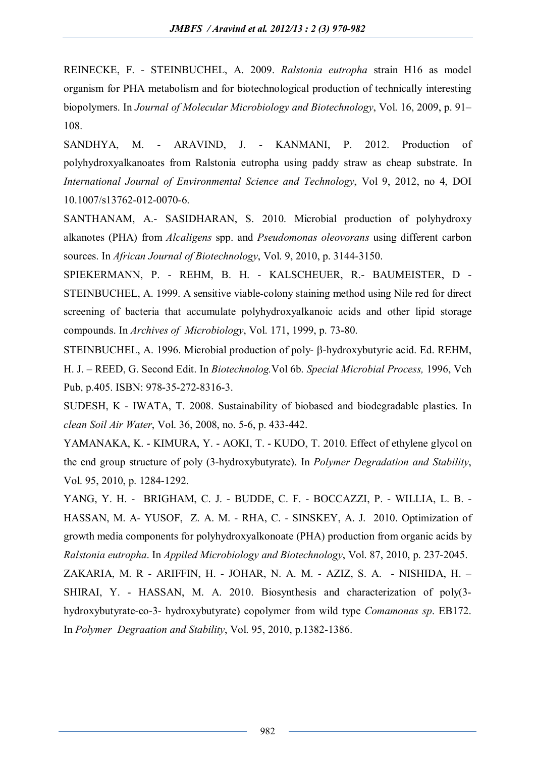REINECKE, F. - STEINBUCHEL, A. 2009. *Ralstonia eutropha* strain H16 as model organism for PHA metabolism and for biotechnological production of technically interesting biopolymers. In *Journal of Molecular Microbiology and Biotechnology*, Vol. 16, 2009, p. 91–108.

SANDHYA, M. - ARAVIND, J. - KANMANI, P. 2012. Production of polyhydroxyalkanoates from Ralstonia eutropha using paddy straw as cheap substrate. In *International Journal of Environmental Science and Technology*, Vol 9, 2012, no 4, DOI 10.1007/s13762-012-0070-6.

SANTHANAM, A.- SASIDHARAN, S. 2010. Microbial production of polyhydroxy alkanotes (PHA) from *Alcaligens* spp. and *Pseudomonas oleovorans* using different carbon sources. In *African Journal of Biotechnology*, Vol. 9, 2010, p. 3144-3150.

SPIEKERMANN, P. - REHM, B. H. - KALSCHEUER, R.- BAUMEISTER, D - STEINBUCHEL, A. 1999. A sensitive viable-colony staining method using Nile red for direct screening of bacteria that accumulate polyhydroxyalkanoic acids and other lipid storage compounds. In *Archives of Microbiology*, Vol. 171, 1999, p. 73-80.

STEINBUCHEL, A. 1996. Microbial production of poly- β-hydroxybutyric acid. Ed. REHM, H. J. – REED, G. Second Edit. In *Biotechnolog.*Vol 6b. *Special Microbial Process,* 1996, Vch Pub, p.405. ISBN: 978-35-272-8316-3.

SUDESH, K - IWATA, T. 2008. Sustainability of biobased and biodegradable plastics. In *clean Soil Air Water*, Vol. 36, 2008, no. 5-6, p. 433-442.

YAMANAKA, K. - KIMURA, Y. - AOKI, T. - KUDO, T. 2010. Effect of ethylene glycol on the end group structure of poly (3-hydroxybutyrate). In *Polymer Degradation and Stability*, Vol. 95, 2010, p. 1284-1292.

YANG, Y. H. - BRIGHAM, C. J. - BUDDE, C. F. - BOCCAZZI, P. - WILLIA, L. B. - HASSAN, M. A- YUSOF, Z. A. M. - RHA, C. - SINSKEY, A. J. 2010. Optimization of growth media components for polyhydroxyalkonoate (PHA) production from organic acids by *Ralstonia eutropha*. In *Appiled Microbiology and Biotechnology*, Vol. 87, 2010, p. 237-2045.

ZAKARIA, M. R - ARIFFIN, H. - JOHAR, N. A. M. - AZIZ, S. A. - NISHIDA, H. – SHIRAI, Y. - HASSAN, M. A. 2010. Biosynthesis and characterization of poly(3-hydroxybutyrate-co-3- hydroxybutyrate) copolymer from wild type *Comamonas sp*. EB172. In *Polymer Degraation and Stability*, Vol. 95, 2010, p.1382-1386.